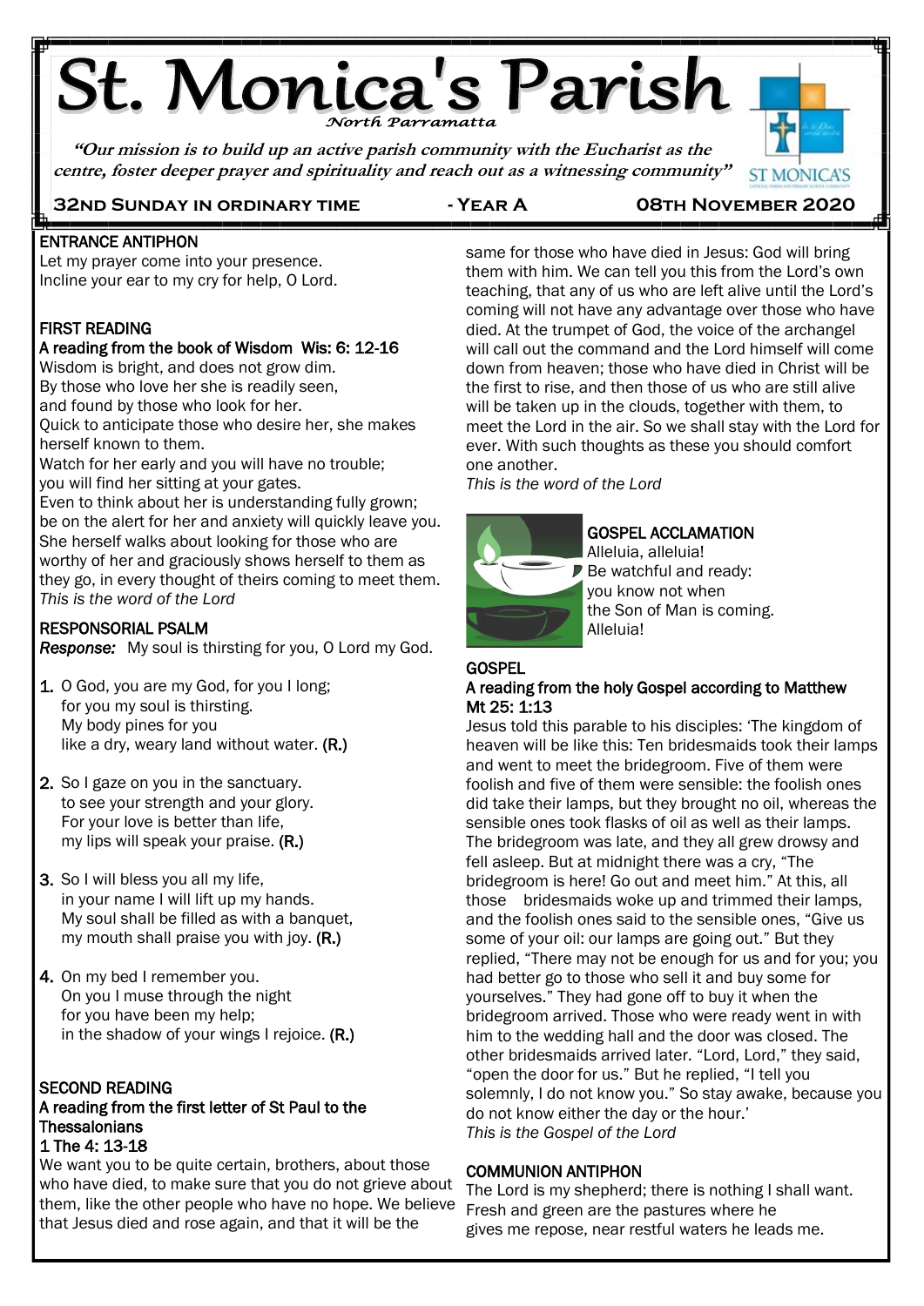# St. Monica's Parish

*North Parramatta*

*"Our mission is to build up an active parish community with the Eucharist as the centre, foster deeper prayer and spirituality and reach out as a witnessing community"*

ST MONICA'S

**32ND SUNDAY IN ORDINARY TIME - YEAR A 08TH NOVEMBER 2020**

## ENTRANCE ANTIPHON

Let my prayer come into your presence.
Incline your ear to my cry for help, O Lord.

## FIRST READING

### A reading from the book of Wisdom Wis: 6: 12-16

Wisdom is bright, and does not grow dim.
By those who love her she is readily seen,
and found by those who look for her.
Quick to anticipate those who desire her, she makes herself known to them.
Watch for her early and you will have no trouble;
you will find her sitting at your gates.
Even to think about her is understanding fully grown;
be on the alert for her and anxiety will quickly leave you.
She herself walks about looking for those who are worthy of her and graciously shows herself to them as they go, in every thought of theirs coming to meet them.
*This is the word of the Lord*

## RESPONSORIAL PSALM

*Response:* My soul is thirsting for you, O Lord my God.

1. O God, you are my God, for you I long;
   for you my soul is thirsting.
   My body pines for you
   like a dry, weary land without water. **(R.)**

2. So I gaze on you in the sanctuary.
   to see your strength and your glory.
   For your love is better than life,
   my lips will speak your praise. **(R.)**

3. So I will bless you all my life,
   in your name I will lift up my hands.
   My soul shall be filled as with a banquet,
   my mouth shall praise you with joy. **(R.)**

4. On my bed I remember you.
   On you I muse through the night
   for you have been my help;
   in the shadow of your wings I rejoice. **(R.)**

## SECOND READING

### A reading from the first letter of St Paul to the Thessalonians
### 1 The 4: 13-18

We want you to be quite certain, brothers, about those who have died, to make sure that you do not grieve about them, like the other people who have no hope. We believe that Jesus died and rose again, and that it will be the same for those who have died in Jesus: God will bring them with him. We can tell you this from the Lord's own teaching, that any of us who are left alive until the Lord's coming will not have any advantage over those who have died. At the trumpet of God, the voice of the archangel will call out the command and the Lord himself will come down from heaven; those who have died in Christ will be the first to rise, and then those of us who are still alive will be taken up in the clouds, together with them, to meet the Lord in the air. So we shall stay with the Lord for ever. With such thoughts as these you should comfort one another.
*This is the word of the Lord*

## GOSPEL ACCLAMATION

Alleluia, alleluia!
Be watchful and ready:
you know not when
the Son of Man is coming.
Alleluia!

## GOSPEL

### A reading from the holy Gospel according to Matthew Mt 25: 1:13

Jesus told this parable to his disciples: 'The kingdom of heaven will be like this: Ten bridesmaids took their lamps and went to meet the bridegroom. Five of them were foolish and five of them were sensible: the foolish ones did take their lamps, but they brought no oil, whereas the sensible ones took flasks of oil as well as their lamps. The bridegroom was late, and they all grew drowsy and fell asleep. But at midnight there was a cry, "The bridegroom is here! Go out and meet him." At this, all those bridesmaids woke up and trimmed their lamps, and the foolish ones said to the sensible ones, "Give us some of your oil: our lamps are going out." But they replied, "There may not be enough for us and for you; you had better go to those who sell it and buy some for yourselves." They had gone off to buy it when the bridegroom arrived. Those who were ready went in with him to the wedding hall and the door was closed. The other bridesmaids arrived later. "Lord, Lord," they said, "open the door for us." But he replied, "I tell you solemnly, I do not know you." So stay awake, because you do not know either the day or the hour.'
*This is the Gospel of the Lord*

## COMMUNION ANTIPHON

The Lord is my shepherd; there is nothing I shall want.
Fresh and green are the pastures where he
gives me repose, near restful waters he leads me.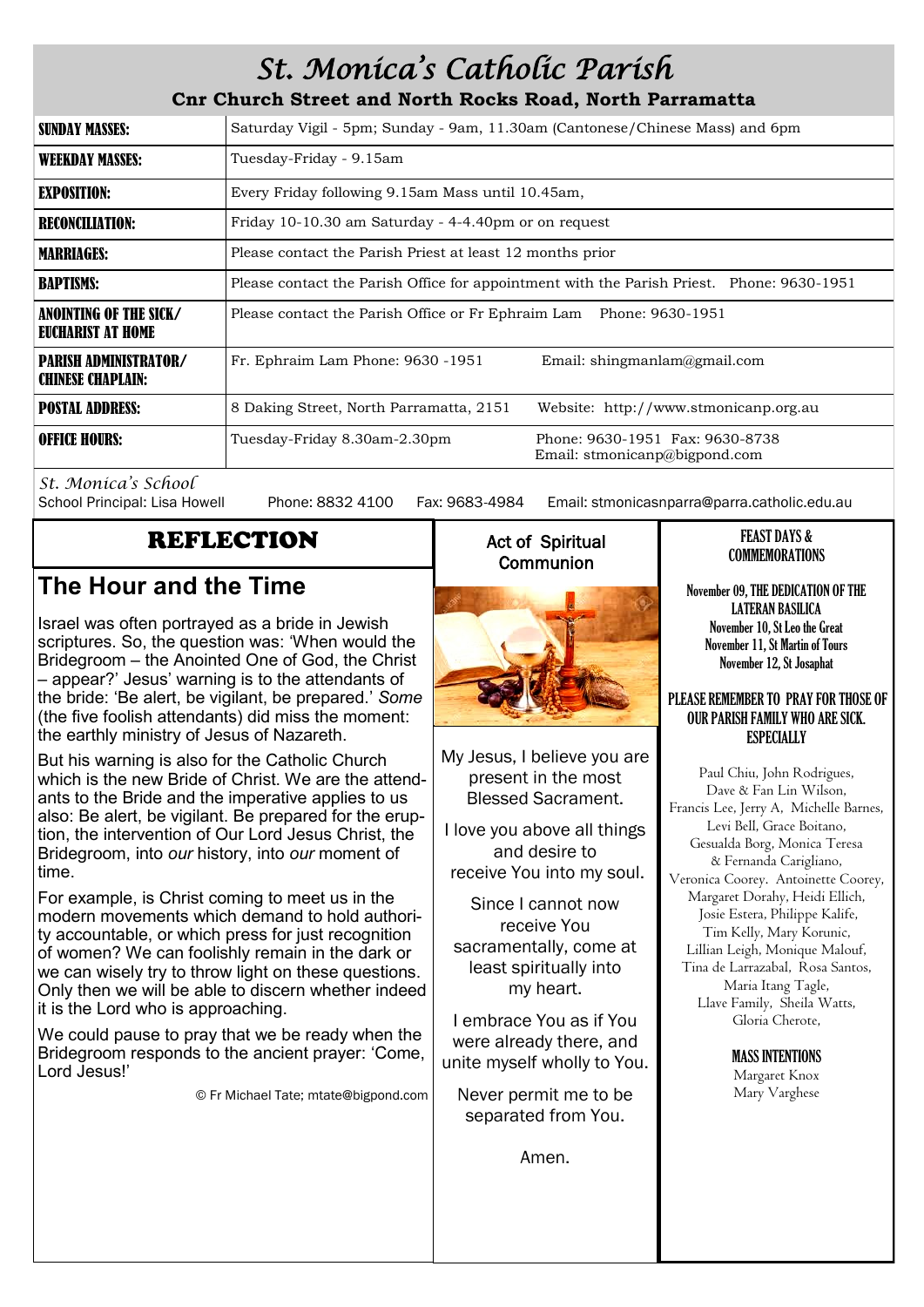# St. Monica's Catholic Parish

**Cnr Church Street and North Rocks Road, North Parramatta**

| | |
|---|---|
| **SUNDAY MASSES:** | Saturday Vigil - 5pm; Sunday - 9am, 11.30am (Cantonese/Chinese Mass) and 6pm |
| **WEEKDAY MASSES:** | Tuesday-Friday - 9.15am |
| **EXPOSITION:** | Every Friday following 9.15am Mass until 10.45am, |
| **RECONCILIATION:** | Friday 10-10.30 am Saturday - 4-4.40pm or on request |
| **MARRIAGES:** | Please contact the Parish Priest at least 12 months prior |
| **BAPTISMS:** | Please contact the Parish Office for appointment with the Parish Priest. Phone: 9630-1951 |
| **ANOINTING OF THE SICK/ EUCHARIST AT HOME** | Please contact the Parish Office or Fr Ephraim Lam Phone: 9630-1951 |
| **PARISH ADMINISTRATOR/ CHINESE CHAPLAIN:** | Fr. Ephraim Lam Phone: 9630 -1951 Email: shingmanlam@gmail.com |
| **POSTAL ADDRESS:** | 8 Daking Street, North Parramatta, 2151 Website: http://www.stmonicanp.org.au |
| **OFFICE HOURS:** | Tuesday-Friday 8.30am-2.30pm Phone: 9630-1951 Fax: 9630-8738 Email: stmonicanp@bigpond.com |

*St. Monica's School*

School Principal: Lisa Howell Phone: 8832 4100 Fax: 9683-4984 Email: stmonicasnparra@parra.catholic.edu.au

## REFLECTION

## The Hour and the Time

Israel was often portrayed as a bride in Jewish scriptures. So, the question was: 'When would the Bridegroom – the Anointed One of God, the Christ – appear?' Jesus' warning is to the attendants of the bride: 'Be alert, be vigilant, be prepared.' *Some* (the five foolish attendants) did miss the moment: the earthly ministry of Jesus of Nazareth.

But his warning is also for the Catholic Church which is the new Bride of Christ. We are the attendants to the Bride and the imperative applies to us also: Be alert, be vigilant. Be prepared for the eruption, the intervention of Our Lord Jesus Christ, the Bridegroom, into *our* history, into *our* moment of time.

For example, is Christ coming to meet us in the modern movements which demand to hold authority accountable, or which press for just recognition of women? We can foolishly remain in the dark or we can wisely try to throw light on these questions. Only then we will be able to discern whether indeed it is the Lord who is approaching.

We could pause to pray that we be ready when the Bridegroom responds to the ancient prayer: 'Come, Lord Jesus!'

© Fr Michael Tate; mtate@bigpond.com

### Act of Spiritual Communion

My Jesus, I believe you are present in the most Blessed Sacrament.

I love you above all things and desire to receive You into my soul.

Since I cannot now receive You sacramentally, come at least spiritually into my heart.

I embrace You as if You were already there, and unite myself wholly to You.

Never permit me to be separated from You.

Amen.

### FEAST DAYS & COMMEMORATIONS

**November 09, THE DEDICATION OF THE LATERAN BASILICA**
**November 10, St Leo the Great**
**November 11, St Martin of Tours**
**November 12, St Josaphat**

### PLEASE REMEMBER TO PRAY FOR THOSE OF OUR PARISH FAMILY WHO ARE SICK. ESPECIALLY

Paul Chiu, John Rodrigues, Dave & Fan Lin Wilson, Francis Lee, Jerry A, Michelle Barnes, Levi Bell, Grace Boitano, Gesualda Borg, Monica Teresa & Fernanda Carigliano, Veronica Coorey. Antoinette Coorey, Margaret Dorahy, Heidi Ellich, Josie Estera, Philippe Kalife, Tim Kelly, Mary Korunic, Lillian Leigh, Monique Malouf, Tina de Larrazabal, Rosa Santos, Maria Itang Tagle, Llave Family, Sheila Watts, Gloria Cherote,

### MASS INTENTIONS

Margaret Knox
Mary Varghese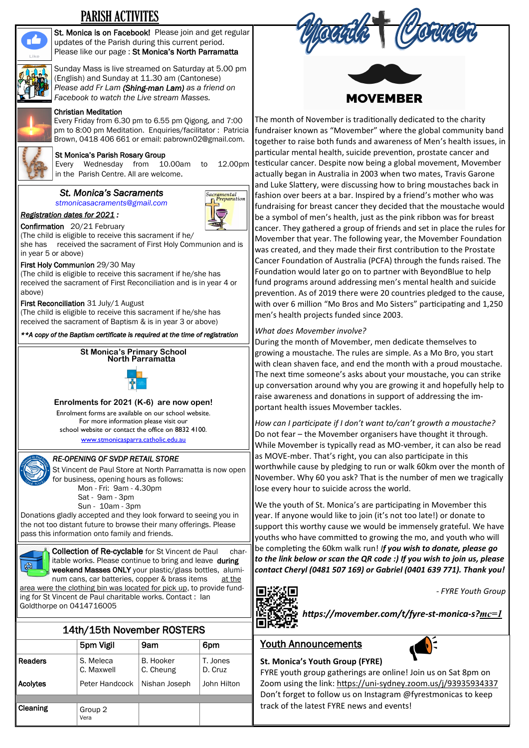# PARISH ACTIVITES

**St. Monica is on Facebook!** Please join and get regular updates of the Parish during this current period. Please like our page : **St Monica's North Parramatta**

Sunday Mass is live streamed on Saturday at 5.00 pm (English) and Sunday at 11.30 am (Cantonese) *Please add Fr Lam **(Shing-man Lam)** as a friend on Facebook to watch the Live stream Masses.*

**Christian Meditation**
Every Friday from 6.30 pm to 6.55 pm Qigong, and 7:00 pm to 8:00 pm Meditation. Enquiries/facilitator : Patricia Brown, 0418 406 661 or email: pabrown02@gmail.com.

**St Monica's Parish Rosary Group**
Every Wednesday from 10.00am to 12.00pm in the Parish Centre. All are welcome.

## St. Monica's Sacraments

stmonicasacraments@gmail.com

***Registration dates for 2021 :***

**Confirmation** 20/21 February
(The child is eligible to receive this sacrament if he/ she has received the sacrament of First Holy Communion and is in year 5 or above)

**First Holy Communion** 29/30 May
(The child is eligible to receive this sacrament if he/she has received the sacrament of First Reconciliation and is in year 4 or above)

**First Reconciliation** 31 July/1 August
(The child is eligible to receive this sacrament if he/she has received the sacrament of Baptism & is in year 3 or above)

***\*\*A copy of the Baptism certificate is required at the time of registration***

## St Monica's Primary School North Parramatta

**Enrolments for 2021 (K-6) are now open!**

Enrolment forms are available on our school website. For more information please visit our school website or contact the office on 8832 4100.
www.stmonicasparra.catholic.edu.au

## RE-OPENING OF SVDP RETAIL STORE

St Vincent de Paul Store at North Parramatta is now open for business, opening hours as follows:

Mon - Fri: 9am - 4.30pm
Sat - 9am - 3pm
Sun - 10am - 3pm

Donations gladly accepted and they look forward to seeing you in the not too distant future to browse their many offerings. Please pass this information onto family and friends.

**Collection of Re-cyclable** for St Vincent de Paul charitable works. Please continue to bring and leave **during weekend Masses ONLY** your plastic/glass bottles, aluminum cans, car batteries, copper & brass items at the area were the clothing bin was located for pick up, to provide funding for St Vincent de Paul charitable works. Contact : Ian Goldthorpe on 0414716005

## 14th/15th November ROSTERS

| | 5pm Vigil | 9am | 6pm |
|---|---|---|---|
| **Readers** | S. Meleca<br>C. Maxwell | B. Hooker<br>C. Cheung | T. Jones<br>D. Cruz |
| **Acolytes** | Peter Handcock | Nishan Joseph | John Hilton |
| | | | |
| **Cleaning** | Group 2<br>Vera | | |

# Youth Corner

## MOVEMBER

The month of November is traditionally dedicated to the charity fundraiser known as "Movember" where the global community band together to raise both funds and awareness of Men's health issues, in particular mental health, suicide prevention, prostate cancer and testicular cancer. Despite now being a global movement, Movember actually began in Australia in 2003 when two mates, Travis Garone and Luke Slattery, were discussing how to bring moustaches back in fashion over beers at a bar. Inspired by a friend's mother who was fundraising for breast cancer they decided that the moustache would be a symbol of men's health, just as the pink ribbon was for breast cancer. They gathered a group of friends and set in place the rules for Movember that year. The following year, the Movember Foundation was created, and they made their first contribution to the Prostate Cancer Foundation of Australia (PCFA) through the funds raised. The Foundation would later go on to partner with BeyondBlue to help fund programs around addressing men's mental health and suicide prevention. As of 2019 there were 20 countries pledged to the cause, with over 6 million "Mo Bros and Mo Sisters" participating and 1,250 men's health projects funded since 2003.

*What does Movember involve?*
During the month of Movember, men dedicate themselves to growing a moustache. The rules are simple. As a Mo Bro, you start with clean shaven face, and end the month with a proud moustache. The next time someone's asks about your moustache, you can strike up conversation around why you are growing it and hopefully help to raise awareness and donations in support of addressing the important health issues Movember tackles.

*How can I participate if I don't want to/can't growth a moustache?*
Do not fear – the Movember organisers have thought it through. While Movember is typically read as MO-vember, it can also be read as MOVE-mber. That's right, you can also participate in this worthwhile cause by pledging to run or walk 60km over the month of November. Why 60 you ask? That is the number of men we tragically lose every hour to suicide across the world.

We the youth of St. Monica's are participating in Movember this year. If anyone would like to join (it's not too late!) or donate to support this worthy cause we would be immensely grateful. We have youths who have committed to growing the mo, and youth who will be completing the 60km walk run! ***If you wish to donate, please go to the link below or scan the QR code :) If you wish to join us, please contact Cheryl (0481 507 169) or Gabriel (0401 639 771). Thank you!***

*- FYRE Youth Group*

***https://movember.com/t/fyre-st-monica-s?mc=1***

## Youth Announcements

**St. Monica's Youth Group (FYRE)**
FYRE youth group gatherings are online! Join us on Sat 8pm on Zoom using the link: https://uni-sydney.zoom.us/j/93935934337
Don't forget to follow us on Instagram @fyrestmonicas to keep track of the latest FYRE news and events!